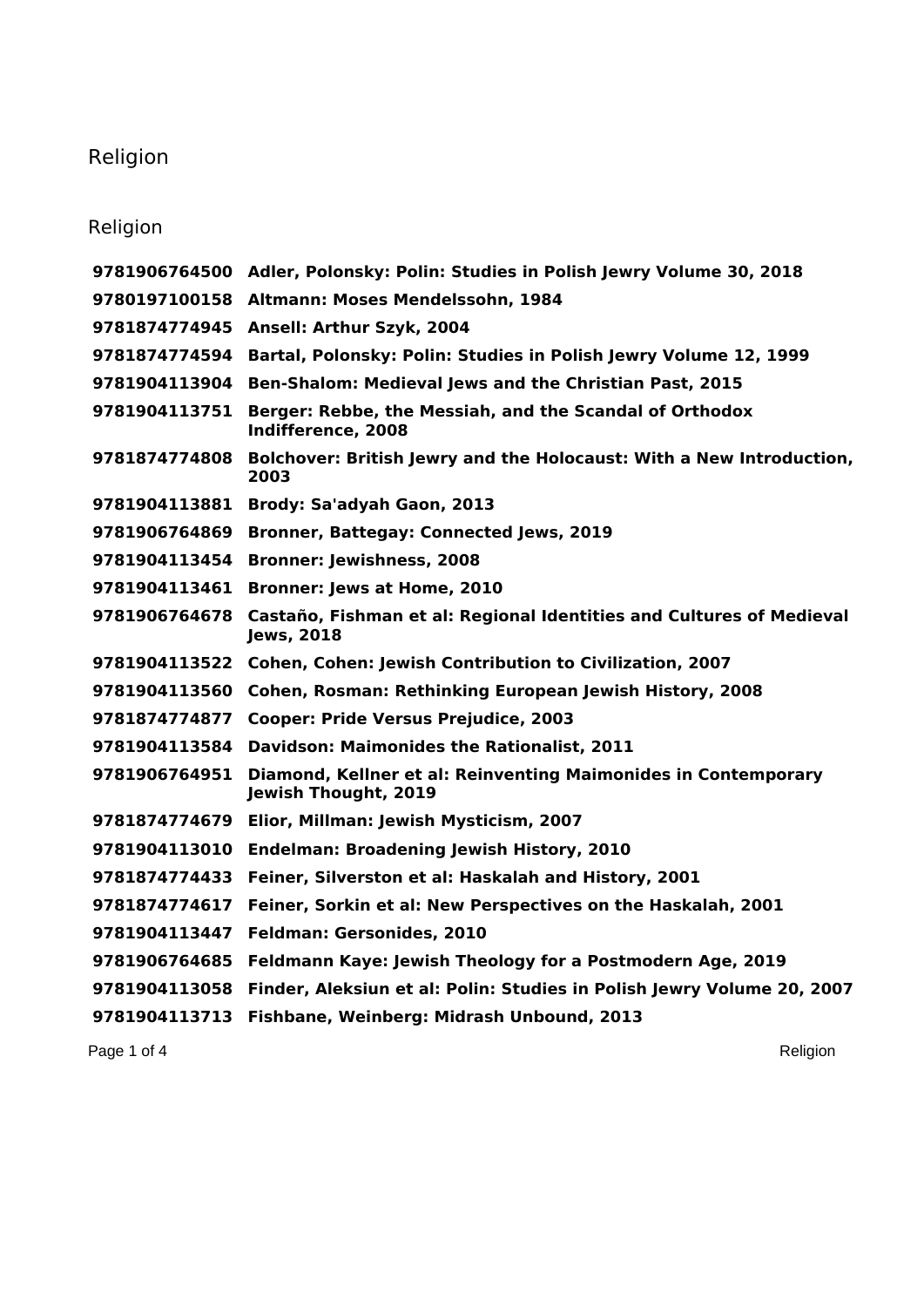# Religion

## Religion

| | |
|---|---|
| **9781906764500** | **Adler, Polonsky: Polin: Studies in Polish Jewry Volume 30, 2018** |
| **9780197100158** | **Altmann: Moses Mendelssohn, 1984** |
| **9781874774945** | **Ansell: Arthur Szyk, 2004** |
| **9781874774594** | **Bartal, Polonsky: Polin: Studies in Polish Jewry Volume 12, 1999** |
| **9781904113904** | **Ben-Shalom: Medieval Jews and the Christian Past, 2015** |
| **9781904113751** | **Berger: Rebbe, the Messiah, and the Scandal of Orthodox Indifference, 2008** |
| **9781874774808** | **Bolchover: British Jewry and the Holocaust: With a New Introduction, 2003** |
| **9781904113881** | **Brody: Sa'adyah Gaon, 2013** |
| **9781906764869** | **Bronner, Battegay: Connected Jews, 2019** |
| **9781904113454** | **Bronner: Jewishness, 2008** |
| **9781904113461** | **Bronner: Jews at Home, 2010** |
| **9781906764678** | **Castaño, Fishman et al: Regional Identities and Cultures of Medieval Jews, 2018** |
| **9781904113522** | **Cohen, Cohen: Jewish Contribution to Civilization, 2007** |
| **9781904113560** | **Cohen, Rosman: Rethinking European Jewish History, 2008** |
| **9781874774877** | **Cooper: Pride Versus Prejudice, 2003** |
| **9781904113584** | **Davidson: Maimonides the Rationalist, 2011** |
| **9781906764951** | **Diamond, Kellner et al: Reinventing Maimonides in Contemporary Jewish Thought, 2019** |
| **9781874774679** | **Elior, Millman: Jewish Mysticism, 2007** |
| **9781904113010** | **Endelman: Broadening Jewish History, 2010** |
| **9781874774433** | **Feiner, Silverston et al: Haskalah and History, 2001** |
| **9781874774617** | **Feiner, Sorkin et al: New Perspectives on the Haskalah, 2001** |
| **9781904113447** | **Feldman: Gersonides, 2010** |
| **9781906764685** | **Feldmann Kaye: Jewish Theology for a Postmodern Age, 2019** |
| **9781904113058** | **Finder, Aleksiun et al: Polin: Studies in Polish Jewry Volume 20, 2007** |
| **9781904113713** | **Fishbane, Weinberg: Midrash Unbound, 2013** |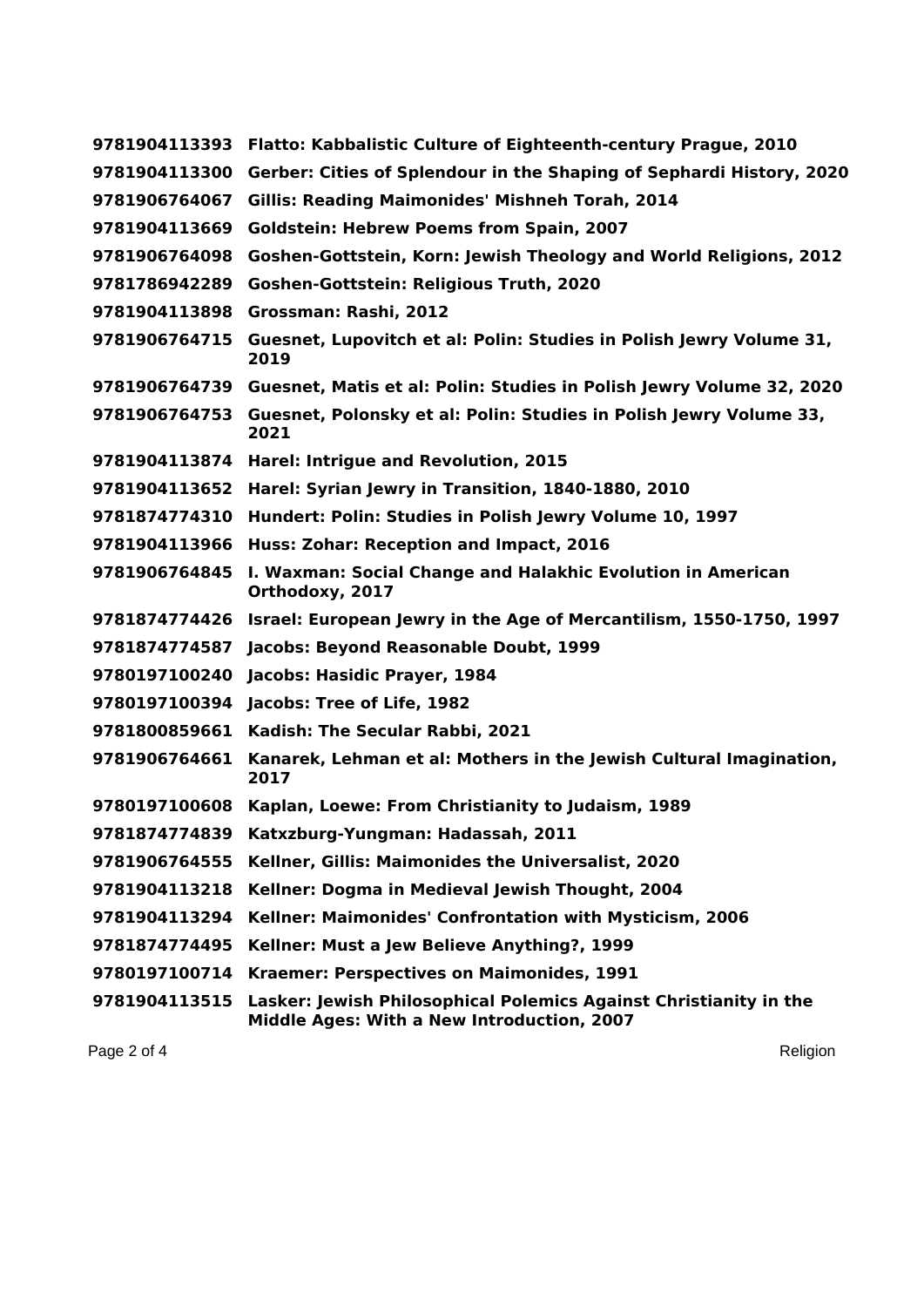**9781904113393 Flatto: Kabbalistic Culture of Eighteenth-century Prague, 2010**
**9781904113300 Gerber: Cities of Splendour in the Shaping of Sephardi History, 2020**
**9781906764067 Gillis: Reading Maimonides' Mishneh Torah, 2014**
**9781904113669 Goldstein: Hebrew Poems from Spain, 2007**
**9781906764098 Goshen-Gottstein, Korn: Jewish Theology and World Religions, 2012**
**9781786942289 Goshen-Gottstein: Religious Truth, 2020**
**9781904113898 Grossman: Rashi, 2012**
**9781906764715 Guesnet, Lupovitch et al: Polin: Studies in Polish Jewry Volume 31, 2019**
**9781906764739 Guesnet, Matis et al: Polin: Studies in Polish Jewry Volume 32, 2020**
**9781906764753 Guesnet, Polonsky et al: Polin: Studies in Polish Jewry Volume 33, 2021**
**9781904113874 Harel: Intrigue and Revolution, 2015**
**9781904113652 Harel: Syrian Jewry in Transition, 1840-1880, 2010**
**9781874774310 Hundert: Polin: Studies in Polish Jewry Volume 10, 1997**
**9781904113966 Huss: Zohar: Reception and Impact, 2016**
**9781906764845 I. Waxman: Social Change and Halakhic Evolution in American Orthodoxy, 2017**
**9781874774426 Israel: European Jewry in the Age of Mercantilism, 1550-1750, 1997**
**9781874774587 Jacobs: Beyond Reasonable Doubt, 1999**
**9780197100240 Jacobs: Hasidic Prayer, 1984**
**9780197100394 Jacobs: Tree of Life, 1982**
**9781800859661 Kadish: The Secular Rabbi, 2021**
**9781906764661 Kanarek, Lehman et al: Mothers in the Jewish Cultural Imagination, 2017**
**9780197100608 Kaplan, Loewe: From Christianity to Judaism, 1989**
**9781874774839 Katxzburg-Yungman: Hadassah, 2011**
**9781906764555 Kellner, Gillis: Maimonides the Universalist, 2020**
**9781904113218 Kellner: Dogma in Medieval Jewish Thought, 2004**
**9781904113294 Kellner: Maimonides' Confrontation with Mysticism, 2006**
**9781874774495 Kellner: Must a Jew Believe Anything?, 1999**
**9780197100714 Kraemer: Perspectives on Maimonides, 1991**
**9781904113515 Lasker: Jewish Philosophical Polemics Against Christianity in the Middle Ages: With a New Introduction, 2007**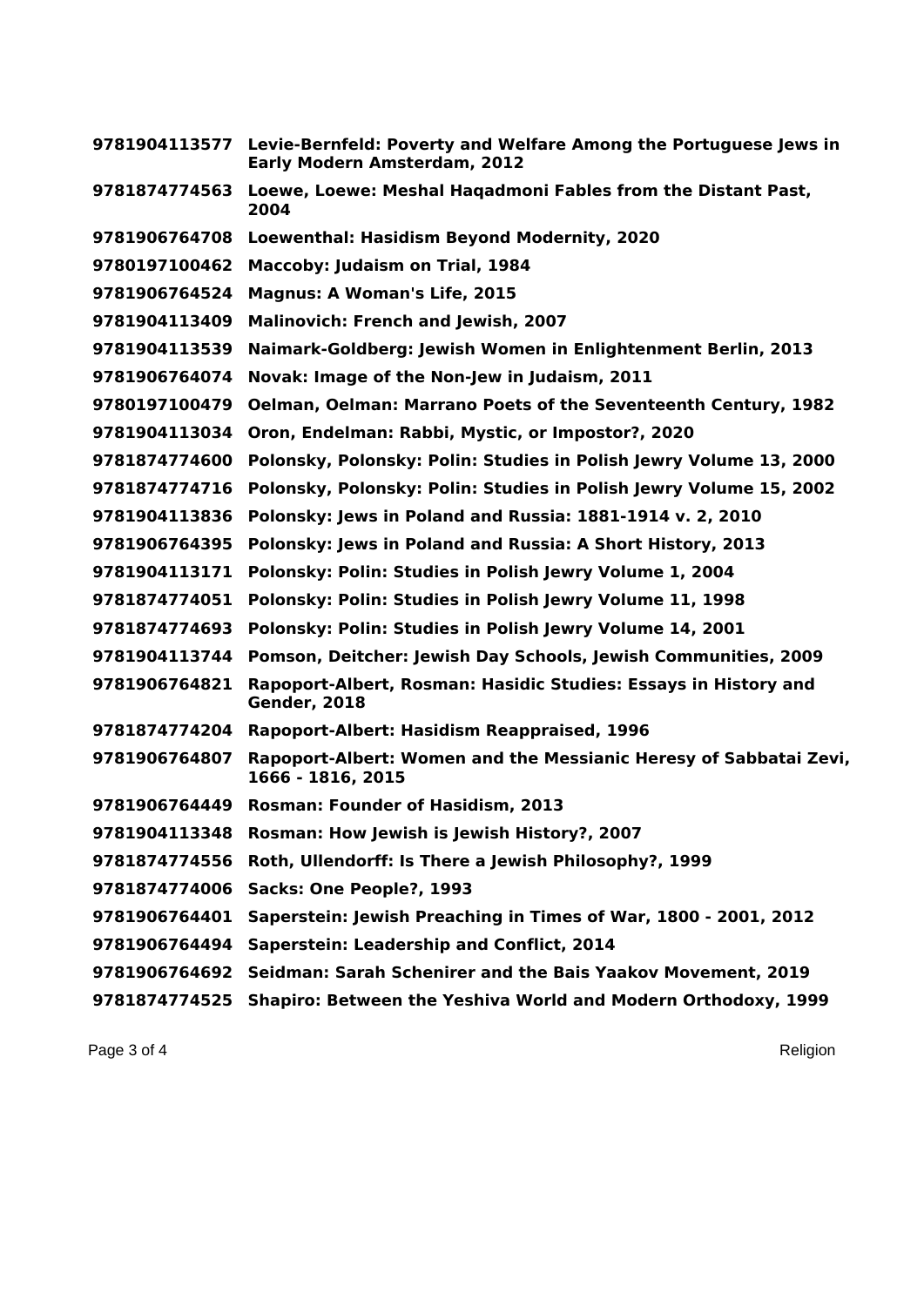**9781904113577 Levie-Bernfeld: Poverty and Welfare Among the Portuguese Jews in Early Modern Amsterdam, 2012**

**9781874774563 Loewe, Loewe: Meshal Haqadmoni Fables from the Distant Past, 2004**

**9781906764708 Loewenthal: Hasidism Beyond Modernity, 2020**

**9780197100462 Maccoby: Judaism on Trial, 1984**

**9781906764524 Magnus: A Woman's Life, 2015**

**9781904113409 Malinovich: French and Jewish, 2007**

**9781904113539 Naimark-Goldberg: Jewish Women in Enlightenment Berlin, 2013**

**9781906764074 Novak: Image of the Non-Jew in Judaism, 2011**

**9780197100479 Oelman, Oelman: Marrano Poets of the Seventeenth Century, 1982**

**9781904113034 Oron, Endelman: Rabbi, Mystic, or Impostor?, 2020**

**9781874774600 Polonsky, Polonsky: Polin: Studies in Polish Jewry Volume 13, 2000**

**9781874774716 Polonsky, Polonsky: Polin: Studies in Polish Jewry Volume 15, 2002**

**9781904113836 Polonsky: Jews in Poland and Russia: 1881-1914 v. 2, 2010**

**9781906764395 Polonsky: Jews in Poland and Russia: A Short History, 2013**

**9781904113171 Polonsky: Polin: Studies in Polish Jewry Volume 1, 2004**

**9781874774051 Polonsky: Polin: Studies in Polish Jewry Volume 11, 1998**

**9781874774693 Polonsky: Polin: Studies in Polish Jewry Volume 14, 2001**

**9781904113744 Pomson, Deitcher: Jewish Day Schools, Jewish Communities, 2009**

**9781906764821 Rapoport-Albert, Rosman: Hasidic Studies: Essays in History and Gender, 2018**

**9781874774204 Rapoport-Albert: Hasidism Reappraised, 1996**

**9781906764807 Rapoport-Albert: Women and the Messianic Heresy of Sabbatai Zevi, 1666 - 1816, 2015**

**9781906764449 Rosman: Founder of Hasidism, 2013**

**9781904113348 Rosman: How Jewish is Jewish History?, 2007**

**9781874774556 Roth, Ullendorff: Is There a Jewish Philosophy?, 1999**

**9781874774006 Sacks: One People?, 1993**

**9781906764401 Saperstein: Jewish Preaching in Times of War, 1800 - 2001, 2012**

**9781906764494 Saperstein: Leadership and Conflict, 2014**

**9781906764692 Seidman: Sarah Schenirer and the Bais Yaakov Movement, 2019**

**9781874774525 Shapiro: Between the Yeshiva World and Modern Orthodoxy, 1999**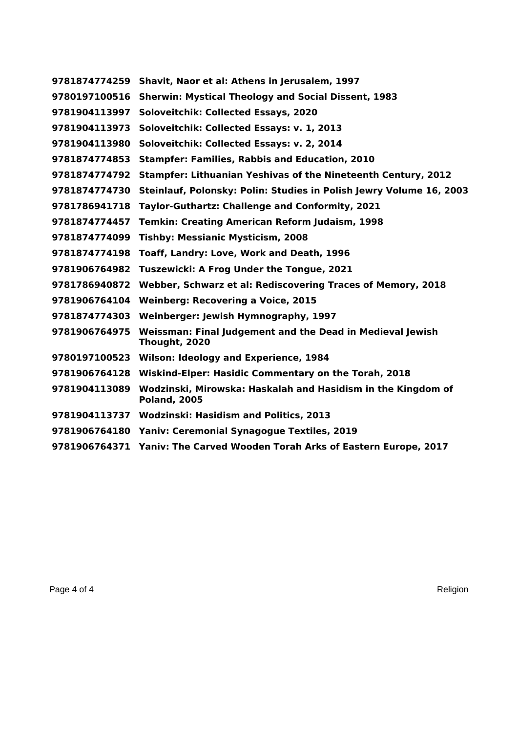| | |
|---|---|
| **9781874774259** | **Shavit, Naor et al: Athens in Jerusalem, 1997** |
| **9780197100516** | **Sherwin: Mystical Theology and Social Dissent, 1983** |
| **9781904113997** | **Soloveitchik: Collected Essays, 2020** |
| **9781904113973** | **Soloveitchik: Collected Essays: v. 1, 2013** |
| **9781904113980** | **Soloveitchik: Collected Essays: v. 2, 2014** |
| **9781874774853** | **Stampfer: Families, Rabbis and Education, 2010** |
| **9781874774792** | **Stampfer: Lithuanian Yeshivas of the Nineteenth Century, 2012** |
| **9781874774730** | **Steinlauf, Polonsky: Polin: Studies in Polish Jewry Volume 16, 2003** |
| **9781786941718** | **Taylor-Guthartz: Challenge and Conformity, 2021** |
| **9781874774457** | **Temkin: Creating American Reform Judaism, 1998** |
| **9781874774099** | **Tishby: Messianic Mysticism, 2008** |
| **9781874774198** | **Toaff, Landry: Love, Work and Death, 1996** |
| **9781906764982** | **Tuszewicki: A Frog Under the Tongue, 2021** |
| **9781786940872** | **Webber, Schwarz et al: Rediscovering Traces of Memory, 2018** |
| **9781906764104** | **Weinberg: Recovering a Voice, 2015** |
| **9781874774303** | **Weinberger: Jewish Hymnography, 1997** |
| **9781906764975** | **Weissman: Final Judgement and the Dead in Medieval Jewish Thought, 2020** |
| **9780197100523** | **Wilson: Ideology and Experience, 1984** |
| **9781906764128** | **Wiskind-Elper: Hasidic Commentary on the Torah, 2018** |
| **9781904113089** | **Wodzinski, Mirowska: Haskalah and Hasidism in the Kingdom of Poland, 2005** |
| **9781904113737** | **Wodzinski: Hasidism and Politics, 2013** |
| **9781906764180** | **Yaniv: Ceremonial Synagogue Textiles, 2019** |
| **9781906764371** | **Yaniv: The Carved Wooden Torah Arks of Eastern Europe, 2017** |